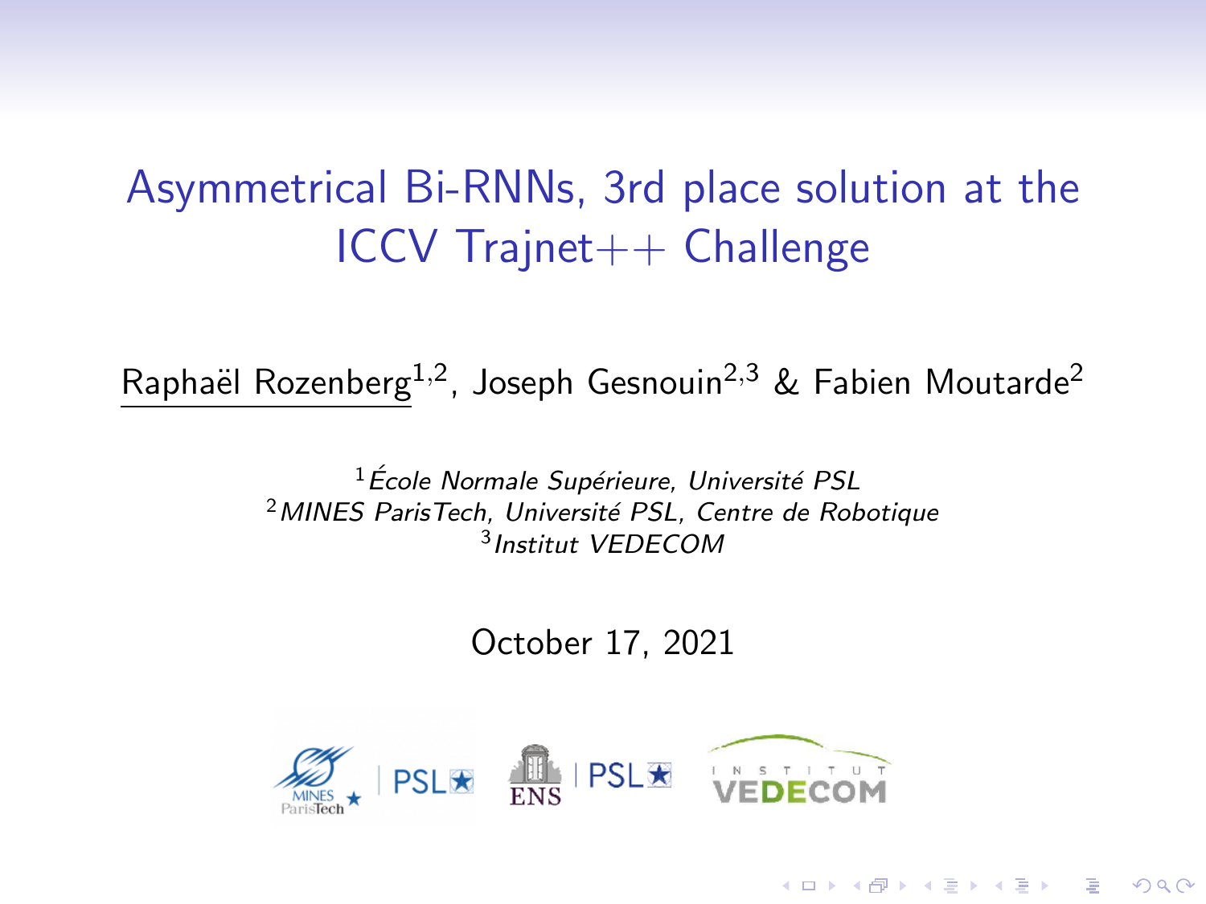# Asymmetrical Bi-RNNs, 3rd place solution at the ICCV Trajnet++ Challenge

Raphaël Rozenberg[1,2], Joseph Gesnouin[2,3] & Fabien Moutarde[2]

[1] *École Normale Supérieure, Université PSL*
[2] *MINES ParisTech, Université PSL, Centre de Robotique*
[3] *Institut VEDECOM*

October 17, 2021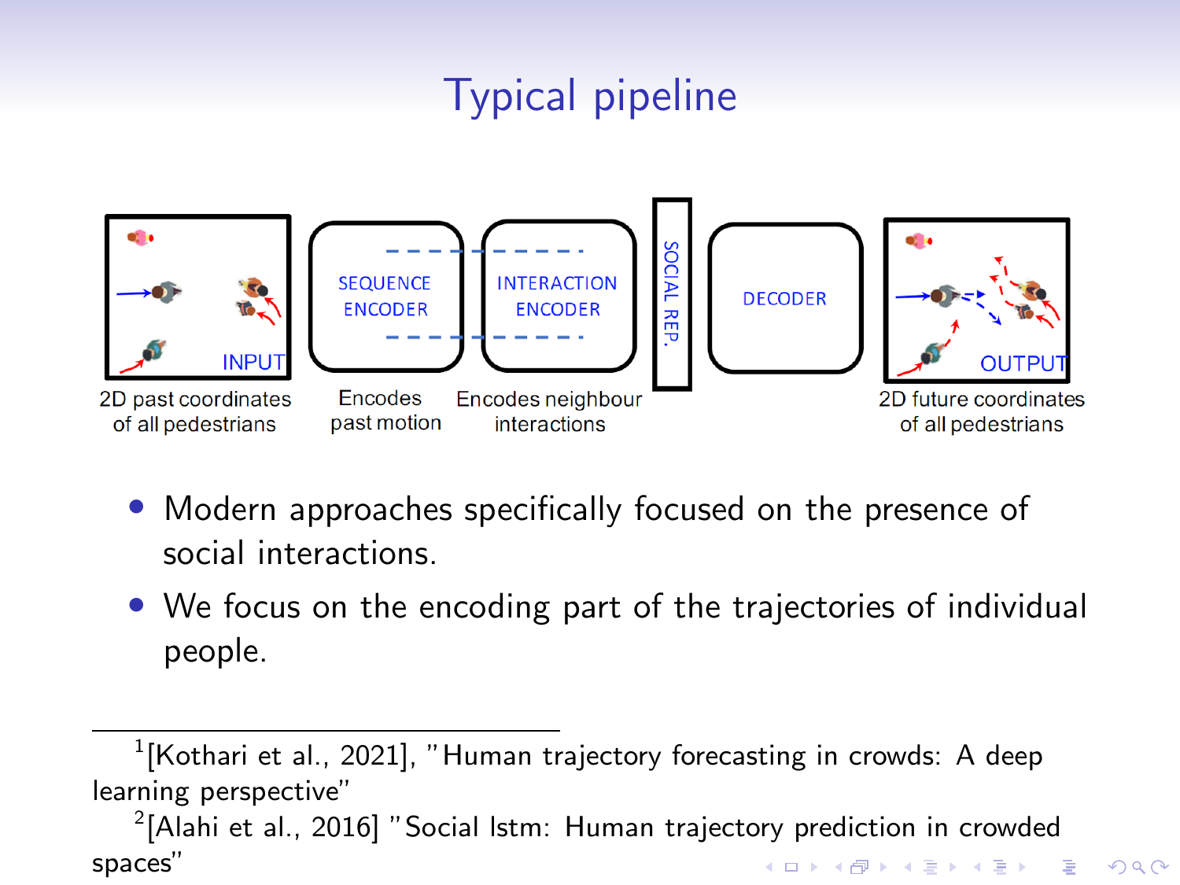# Typical pipeline

INPUT — 2D past coordinates of all pedestrians

SEQUENCE ENCODER — Encodes past motion

INTERACTION ENCODER — Encodes neighbour interactions

SOCIAL REP.

DECODER

OUTPUT — 2D future coordinates of all pedestrians

- Modern approaches specifically focused on the presence of social interactions.
- We focus on the encoding part of the trajectories of individual people.

[1] [Kothari et al., 2021], "Human trajectory forecasting in crowds: A deep learning perspective"

[2] [Alahi et al., 2016] "Social lstm: Human trajectory prediction in crowded spaces"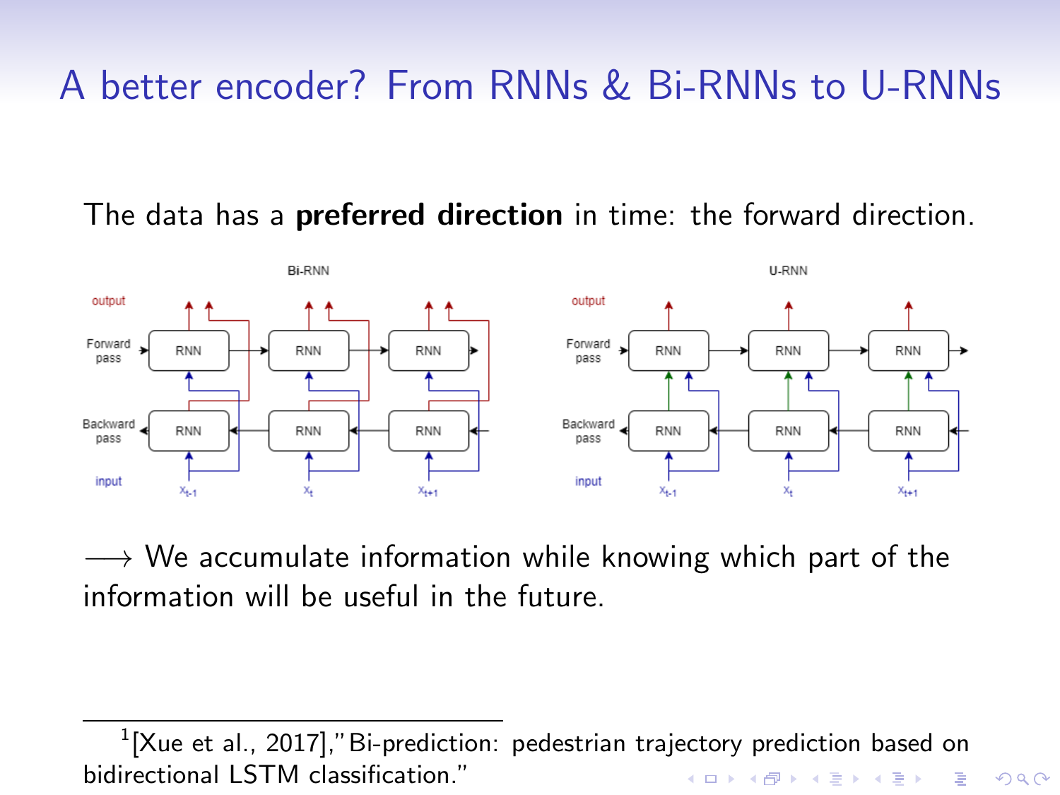# A better encoder? From RNNs & Bi-RNNs to U-RNNs

The data has a **preferred direction** in time: the forward direction.

Bi-RNN

output

Forward pass

Backward pass

input

$x_{t-1}$ $x_t$ $x_{t+1}$

U-RNN

output

Forward pass

Backward pass

input

$x_{t-1}$ $x_t$ $x_{t+1}$

$\longrightarrow$ We accumulate information while knowing which part of the information will be useful in the future.

---

[1] [Xue et al., 2017],"Bi-prediction: pedestrian trajectory prediction based on bidirectional LSTM classification."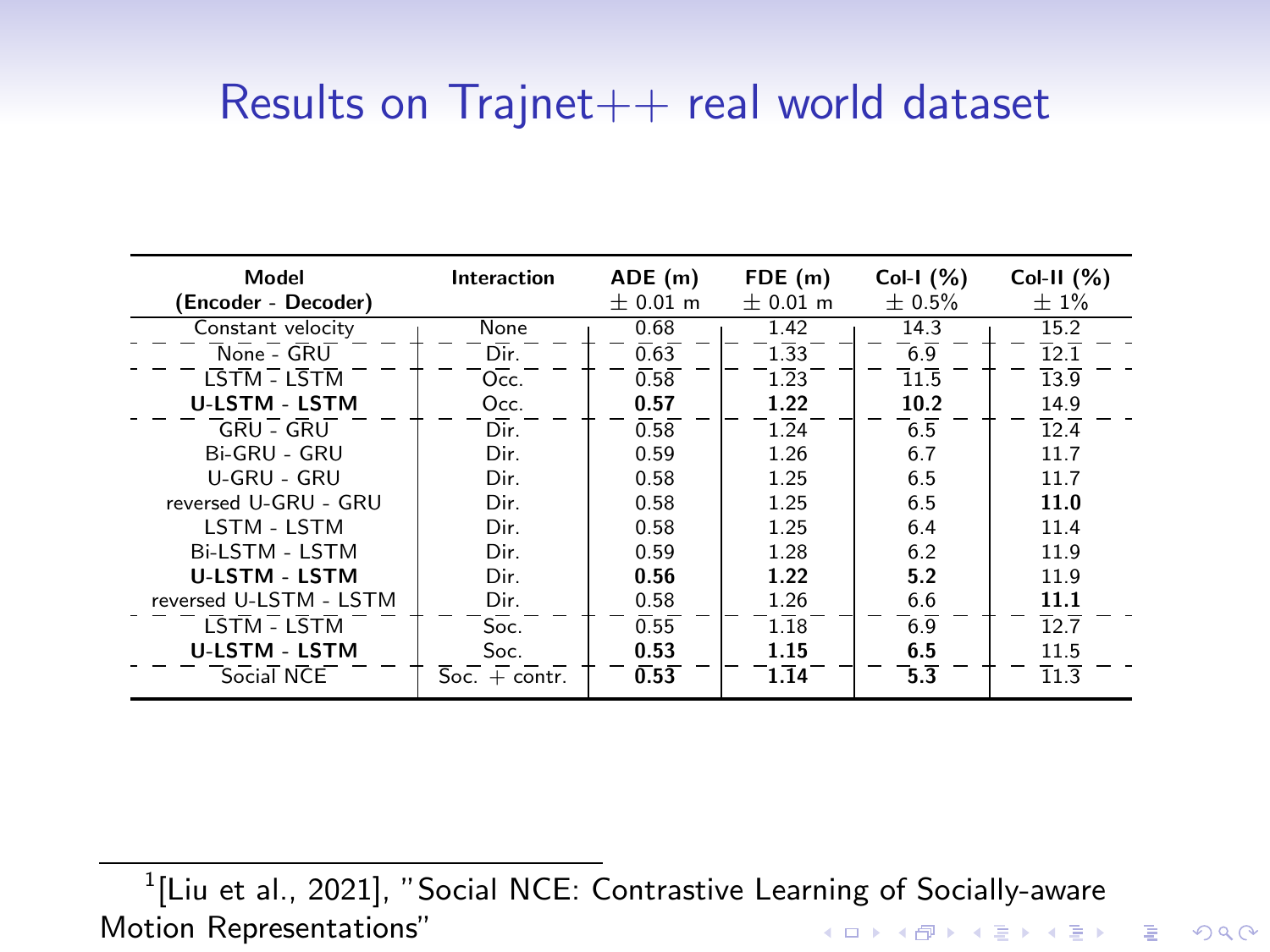# Results on Trajnet++ real world dataset

| Model (Encoder - Decoder) | Interaction | ADE (m) ± 0.01 m | FDE (m) ± 0.01 m | Col-I (%) ± 0.5% | Col-II (%) ± 1% |
|---|---|---|---|---|---|
| Constant velocity | None | 0.68 | 1.42 | 14.3 | 15.2 |
| None - GRU | Dir. | 0.63 | 1.33 | 6.9 | 12.1 |
| LSTM - LSTM | Occ. | 0.58 | 1.23 | 11.5 | 13.9 |
| **U-LSTM - LSTM** | Occ. | **0.57** | **1.22** | **10.2** | 14.9 |
| GRU - GRU | Dir. | 0.58 | 1.24 | 6.5 | 12.4 |
| Bi-GRU - GRU | Dir. | 0.59 | 1.26 | 6.7 | 11.7 |
| U-GRU - GRU | Dir. | 0.58 | 1.25 | 6.5 | 11.7 |
| reversed U-GRU - GRU | Dir. | 0.58 | 1.25 | 6.5 | **11.0** |
| LSTM - LSTM | Dir. | 0.58 | 1.25 | 6.4 | 11.4 |
| Bi-LSTM - LSTM | Dir. | 0.59 | 1.28 | 6.2 | 11.9 |
| **U-LSTM - LSTM** | Dir. | **0.56** | **1.22** | **5.2** | 11.9 |
| reversed U-LSTM - LSTM | Dir. | 0.58 | 1.26 | 6.6 | **11.1** |
| LSTM - LSTM | Soc. | 0.55 | 1.18 | 6.9 | 12.7 |
| **U-LSTM - LSTM** | Soc. | **0.53** | **1.15** | **6.5** | 11.5 |
| Social NCE[1] | Soc. + contr. | 0.53 | 1.14 | 5.3 | 11.3 |

[1] [Liu et al., 2021], "Social NCE: Contrastive Learning of Socially-aware Motion Representations"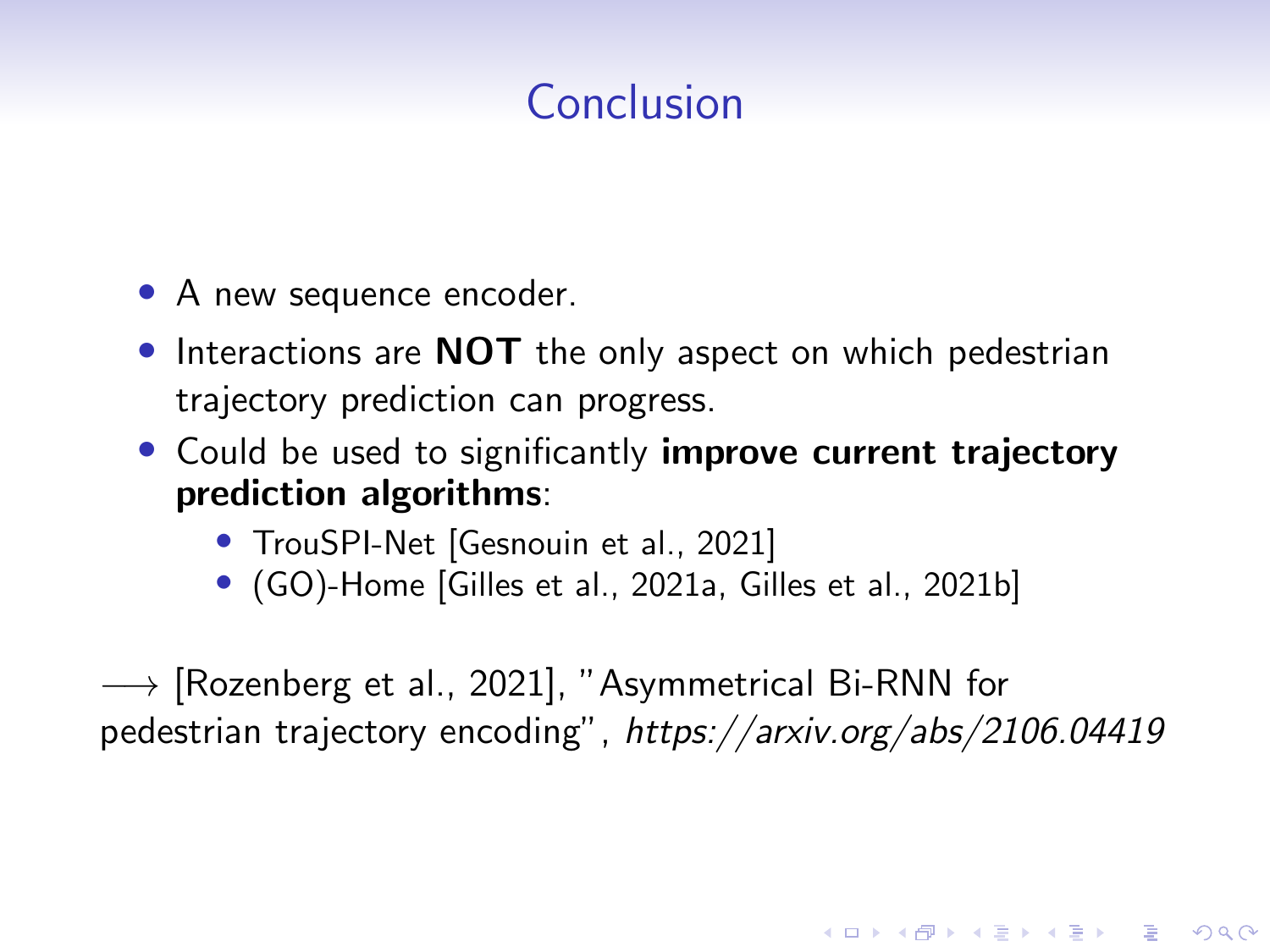# Conclusion

- A new sequence encoder.
- Interactions are **NOT** the only aspect on which pedestrian trajectory prediction can progress.
- Could be used to significantly **improve current trajectory prediction algorithms**:
  - TrouSPI-Net [Gesnouin et al., 2021]
  - (GO)-Home [Gilles et al., 2021a, Gilles et al., 2021b]

$\longrightarrow$ [Rozenberg et al., 2021], "Asymmetrical Bi-RNN for pedestrian trajectory encoding", *https://arxiv.org/abs/2106.04419*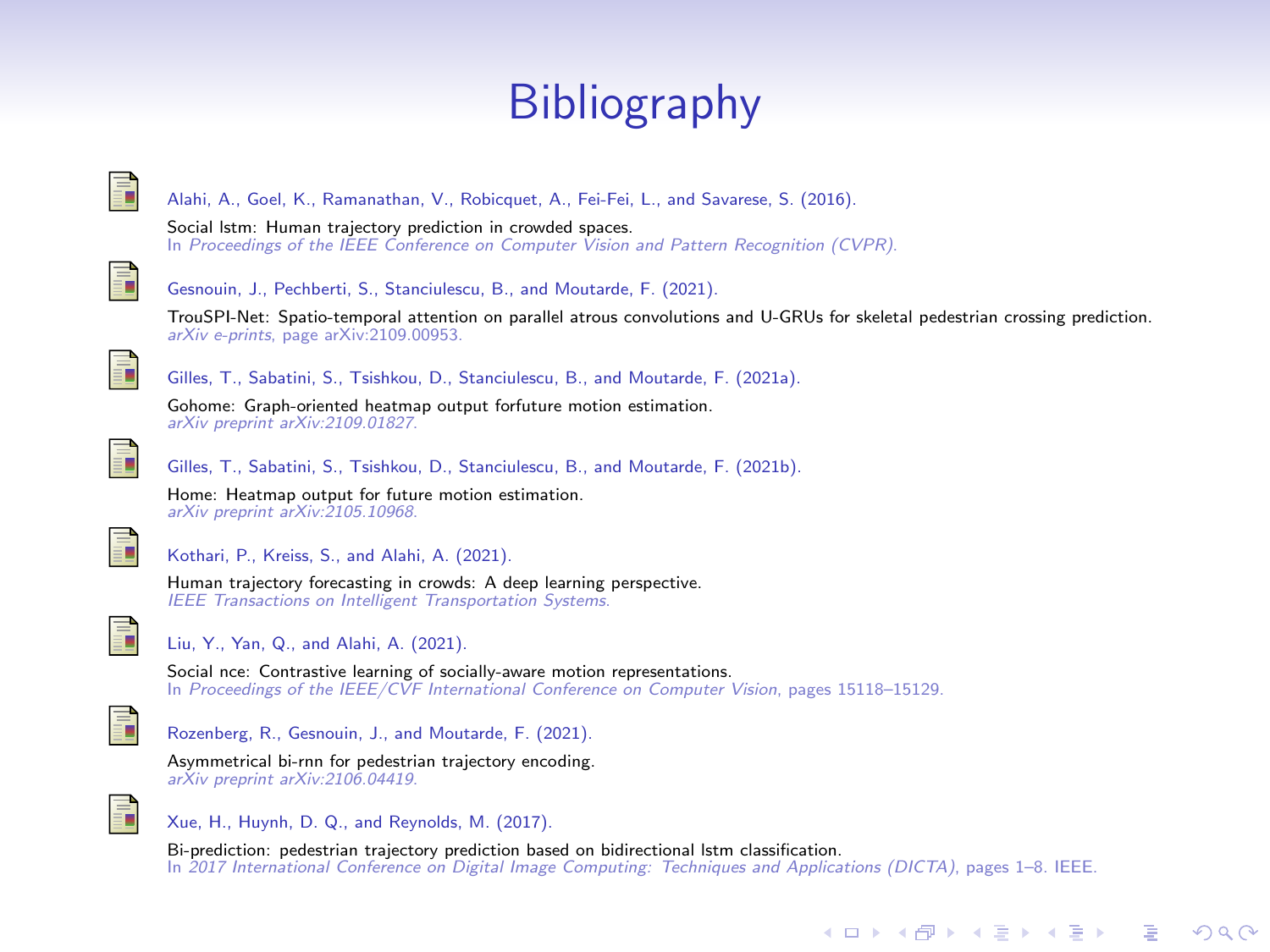# Bibliography

Alahi, A., Goel, K., Ramanathan, V., Robicquet, A., Fei-Fei, L., and Savarese, S. (2016).
Social lstm: Human trajectory prediction in crowded spaces.
In *Proceedings of the IEEE Conference on Computer Vision and Pattern Recognition (CVPR)*.

Gesnouin, J., Pechberti, S., Stanciulescu, B., and Moutarde, F. (2021).
TrouSPI-Net: Spatio-temporal attention on parallel atrous convolutions and U-GRUs for skeletal pedestrian crossing prediction.
*arXiv e-prints*, page arXiv:2109.00953.

Gilles, T., Sabatini, S., Tsishkou, D., Stanciulescu, B., and Moutarde, F. (2021a).
Gohome: Graph-oriented heatmap output forfuture motion estimation.
*arXiv preprint arXiv:2109.01827*.

Gilles, T., Sabatini, S., Tsishkou, D., Stanciulescu, B., and Moutarde, F. (2021b).
Home: Heatmap output for future motion estimation.
*arXiv preprint arXiv:2105.10968*.

Kothari, P., Kreiss, S., and Alahi, A. (2021).
Human trajectory forecasting in crowds: A deep learning perspective.
*IEEE Transactions on Intelligent Transportation Systems*.

Liu, Y., Yan, Q., and Alahi, A. (2021).
Social nce: Contrastive learning of socially-aware motion representations.
In *Proceedings of the IEEE/CVF International Conference on Computer Vision*, pages 15118–15129.

Rozenberg, R., Gesnouin, J., and Moutarde, F. (2021).
Asymmetrical bi-rnn for pedestrian trajectory encoding.
*arXiv preprint arXiv:2106.04419*.

Xue, H., Huynh, D. Q., and Reynolds, M. (2017).
Bi-prediction: pedestrian trajectory prediction based on bidirectional lstm classification.
In *2017 International Conference on Digital Image Computing: Techniques and Applications (DICTA)*, pages 1–8. IEEE.